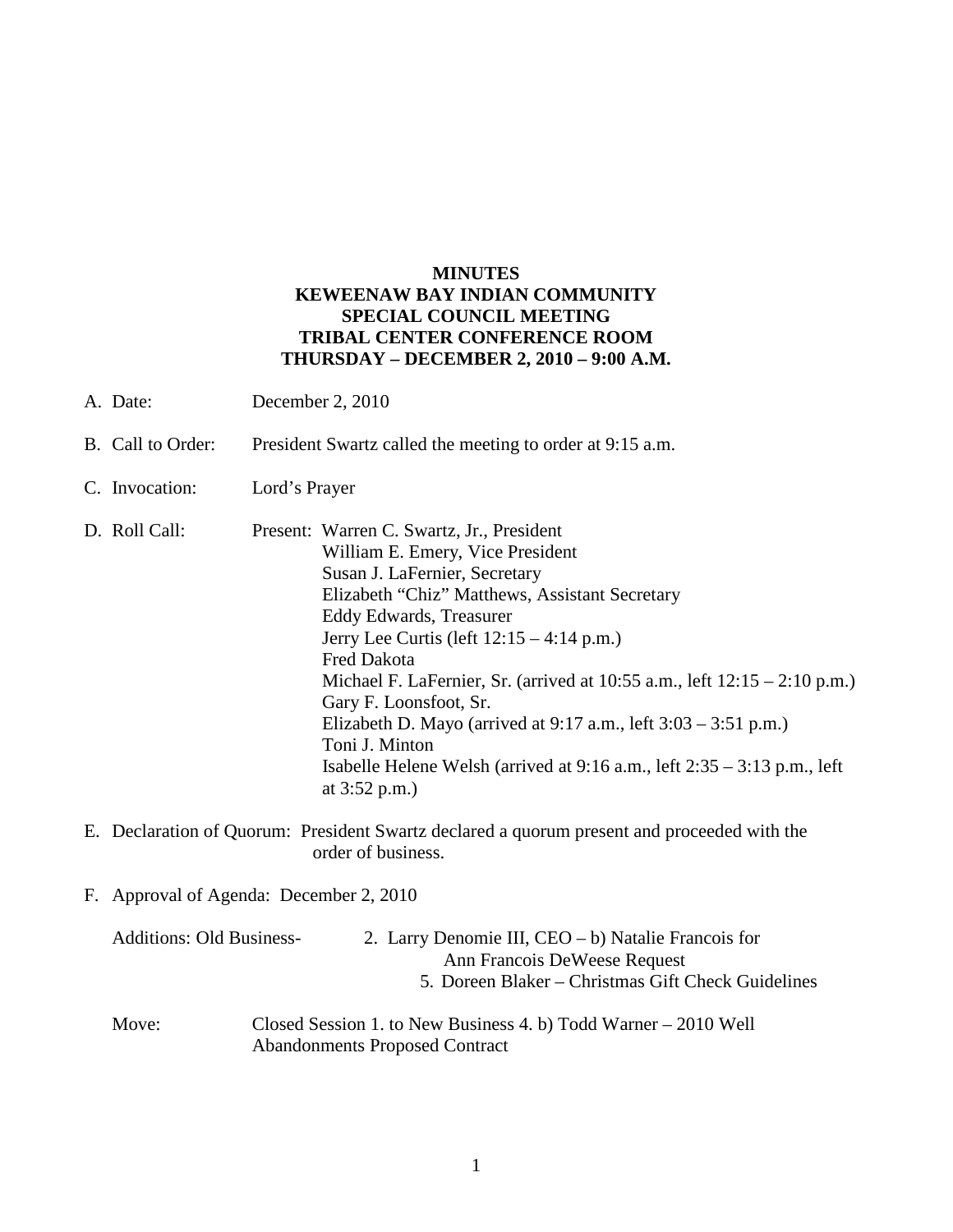# MINUTES
# KEWEENAW BAY INDIAN COMMUNITY
# SPECIAL COUNCIL MEETING
# TRIBAL CENTER CONFERENCE ROOM
# THURSDAY – DECEMBER 2, 2010 – 9:00 A.M.

A. Date: December 2, 2010

B. Call to Order: President Swartz called the meeting to order at 9:15 a.m.

C. Invocation: Lord's Prayer

D. Roll Call: Present:
   - Warren C. Swartz, Jr., President
   - William E. Emery, Vice President
   - Susan J. LaFernier, Secretary
   - Elizabeth "Chiz" Matthews, Assistant Secretary
   - Eddy Edwards, Treasurer
   - Jerry Lee Curtis (left 12:15 – 4:14 p.m.)
   - Fred Dakota
   - Michael F. LaFernier, Sr. (arrived at 10:55 a.m., left 12:15 – 2:10 p.m.)
   - Gary F. Loonsfoot, Sr.
   - Elizabeth D. Mayo (arrived at 9:17 a.m., left 3:03 – 3:51 p.m.)
   - Toni J. Minton
   - Isabelle Helene Welsh (arrived at 9:16 a.m., left 2:35 – 3:13 p.m., left at 3:52 p.m.)

E. Declaration of Quorum: President Swartz declared a quorum present and proceeded with the order of business.

F. Approval of Agenda: December 2, 2010

   Additions: Old Business-
   - 2. Larry Denomie III, CEO – b) Natalie Francois for Ann Francois DeWeese Request
   - 5. Doreen Blaker – Christmas Gift Check Guidelines

   Move: Closed Session 1. to New Business 4. b) Todd Warner – 2010 Well Abandonments Proposed Contract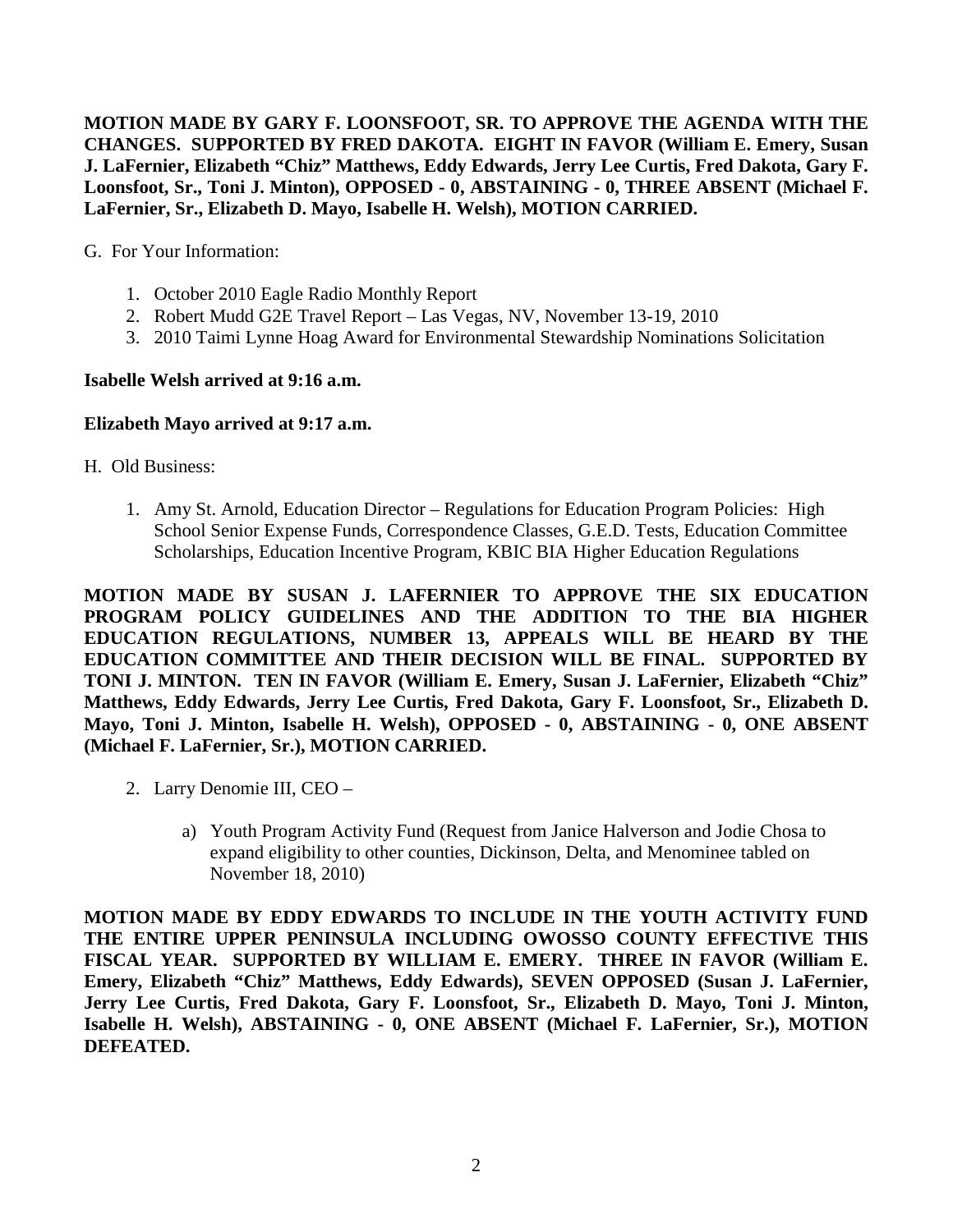**MOTION MADE BY GARY F. LOONSFOOT, SR. TO APPROVE THE AGENDA WITH THE CHANGES. SUPPORTED BY FRED DAKOTA. EIGHT IN FAVOR (William E. Emery, Susan J. LaFernier, Elizabeth "Chiz" Matthews, Eddy Edwards, Jerry Lee Curtis, Fred Dakota, Gary F. Loonsfoot, Sr., Toni J. Minton), OPPOSED - 0, ABSTAINING - 0, THREE ABSENT (Michael F. LaFernier, Sr., Elizabeth D. Mayo, Isabelle H. Welsh), MOTION CARRIED.**

G. For Your Information:

1. October 2010 Eagle Radio Monthly Report
2. Robert Mudd G2E Travel Report – Las Vegas, NV, November 13-19, 2010
3. 2010 Taimi Lynne Hoag Award for Environmental Stewardship Nominations Solicitation

**Isabelle Welsh arrived at 9:16 a.m.**

**Elizabeth Mayo arrived at 9:17 a.m.**

H. Old Business:

1. Amy St. Arnold, Education Director – Regulations for Education Program Policies: High School Senior Expense Funds, Correspondence Classes, G.E.D. Tests, Education Committee Scholarships, Education Incentive Program, KBIC BIA Higher Education Regulations

**MOTION MADE BY SUSAN J. LAFERNIER TO APPROVE THE SIX EDUCATION PROGRAM POLICY GUIDELINES AND THE ADDITION TO THE BIA HIGHER EDUCATION REGULATIONS, NUMBER 13, APPEALS WILL BE HEARD BY THE EDUCATION COMMITTEE AND THEIR DECISION WILL BE FINAL. SUPPORTED BY TONI J. MINTON. TEN IN FAVOR (William E. Emery, Susan J. LaFernier, Elizabeth "Chiz" Matthews, Eddy Edwards, Jerry Lee Curtis, Fred Dakota, Gary F. Loonsfoot, Sr., Elizabeth D. Mayo, Toni J. Minton, Isabelle H. Welsh), OPPOSED - 0, ABSTAINING - 0, ONE ABSENT (Michael F. LaFernier, Sr.), MOTION CARRIED.**

2. Larry Denomie III, CEO –

   a) Youth Program Activity Fund (Request from Janice Halverson and Jodie Chosa to expand eligibility to other counties, Dickinson, Delta, and Menominee tabled on November 18, 2010)

**MOTION MADE BY EDDY EDWARDS TO INCLUDE IN THE YOUTH ACTIVITY FUND THE ENTIRE UPPER PENINSULA INCLUDING OWOSSO COUNTY EFFECTIVE THIS FISCAL YEAR. SUPPORTED BY WILLIAM E. EMERY. THREE IN FAVOR (William E. Emery, Elizabeth "Chiz" Matthews, Eddy Edwards), SEVEN OPPOSED (Susan J. LaFernier, Jerry Lee Curtis, Fred Dakota, Gary F. Loonsfoot, Sr., Elizabeth D. Mayo, Toni J. Minton, Isabelle H. Welsh), ABSTAINING - 0, ONE ABSENT (Michael F. LaFernier, Sr.), MOTION DEFEATED.**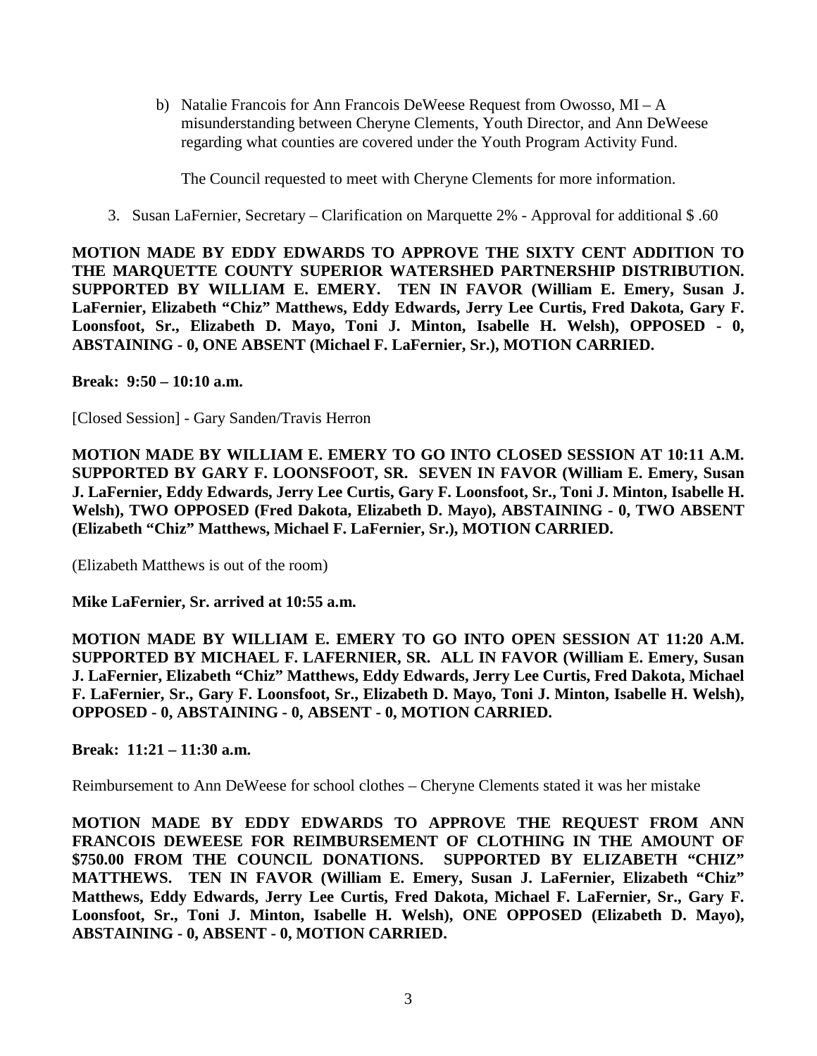b) Natalie Francois for Ann Francois DeWeese Request from Owosso, MI – A misunderstanding between Cheryne Clements, Youth Director, and Ann DeWeese regarding what counties are covered under the Youth Program Activity Fund.

   The Council requested to meet with Cheryne Clements for more information.

3. Susan LaFernier, Secretary – Clarification on Marquette 2% - Approval for additional $ .60

**MOTION MADE BY EDDY EDWARDS TO APPROVE THE SIXTY CENT ADDITION TO THE MARQUETTE COUNTY SUPERIOR WATERSHED PARTNERSHIP DISTRIBUTION. SUPPORTED BY WILLIAM E. EMERY. TEN IN FAVOR (William E. Emery, Susan J. LaFernier, Elizabeth "Chiz" Matthews, Eddy Edwards, Jerry Lee Curtis, Fred Dakota, Gary F. Loonsfoot, Sr., Elizabeth D. Mayo, Toni J. Minton, Isabelle H. Welsh), OPPOSED - 0, ABSTAINING - 0, ONE ABSENT (Michael F. LaFernier, Sr.), MOTION CARRIED.**

**Break: 9:50 – 10:10 a.m.**

[Closed Session] - Gary Sanden/Travis Herron

**MOTION MADE BY WILLIAM E. EMERY TO GO INTO CLOSED SESSION AT 10:11 A.M. SUPPORTED BY GARY F. LOONSFOOT, SR. SEVEN IN FAVOR (William E. Emery, Susan J. LaFernier, Eddy Edwards, Jerry Lee Curtis, Gary F. Loonsfoot, Sr., Toni J. Minton, Isabelle H. Welsh), TWO OPPOSED (Fred Dakota, Elizabeth D. Mayo), ABSTAINING - 0, TWO ABSENT (Elizabeth "Chiz" Matthews, Michael F. LaFernier, Sr.), MOTION CARRIED.**

(Elizabeth Matthews is out of the room)

**Mike LaFernier, Sr. arrived at 10:55 a.m.**

**MOTION MADE BY WILLIAM E. EMERY TO GO INTO OPEN SESSION AT 11:20 A.M. SUPPORTED BY MICHAEL F. LAFERNIER, SR. ALL IN FAVOR (William E. Emery, Susan J. LaFernier, Elizabeth "Chiz" Matthews, Eddy Edwards, Jerry Lee Curtis, Fred Dakota, Michael F. LaFernier, Sr., Gary F. Loonsfoot, Sr., Elizabeth D. Mayo, Toni J. Minton, Isabelle H. Welsh), OPPOSED - 0, ABSTAINING - 0, ABSENT - 0, MOTION CARRIED.**

**Break: 11:21 – 11:30 a.m.**

Reimbursement to Ann DeWeese for school clothes – Cheryne Clements stated it was her mistake

**MOTION MADE BY EDDY EDWARDS TO APPROVE THE REQUEST FROM ANN FRANCOIS DEWEESE FOR REIMBURSEMENT OF CLOTHING IN THE AMOUNT OF $750.00 FROM THE COUNCIL DONATIONS. SUPPORTED BY ELIZABETH "CHIZ" MATTHEWS. TEN IN FAVOR (William E. Emery, Susan J. LaFernier, Elizabeth "Chiz" Matthews, Eddy Edwards, Jerry Lee Curtis, Fred Dakota, Michael F. LaFernier, Sr., Gary F. Loonsfoot, Sr., Toni J. Minton, Isabelle H. Welsh), ONE OPPOSED (Elizabeth D. Mayo), ABSTAINING - 0, ABSENT - 0, MOTION CARRIED.**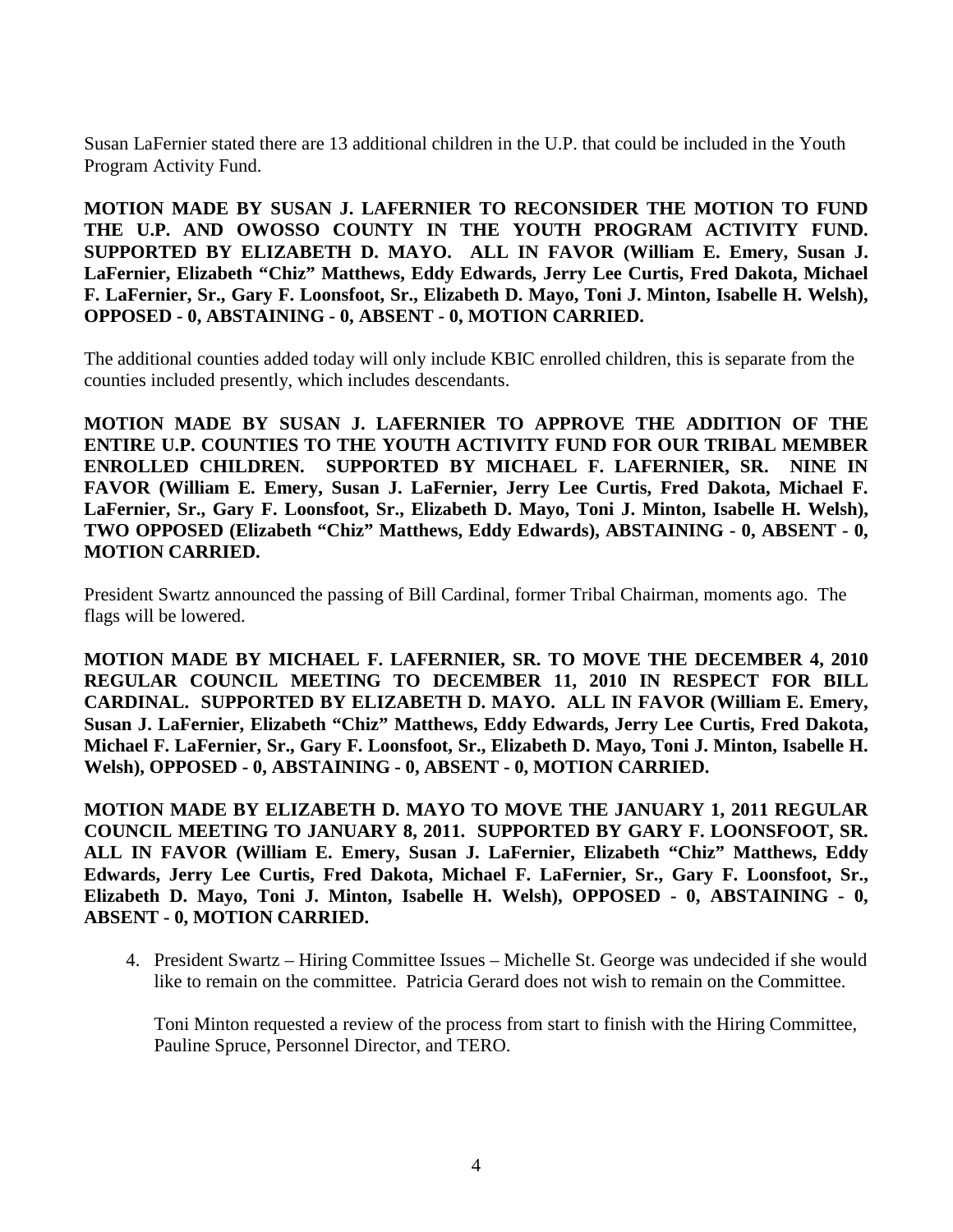Susan LaFernier stated there are 13 additional children in the U.P. that could be included in the Youth Program Activity Fund.

**MOTION MADE BY SUSAN J. LAFERNIER TO RECONSIDER THE MOTION TO FUND THE U.P. AND OWOSSO COUNTY IN THE YOUTH PROGRAM ACTIVITY FUND. SUPPORTED BY ELIZABETH D. MAYO. ALL IN FAVOR (William E. Emery, Susan J. LaFernier, Elizabeth "Chiz" Matthews, Eddy Edwards, Jerry Lee Curtis, Fred Dakota, Michael F. LaFernier, Sr., Gary F. Loonsfoot, Sr., Elizabeth D. Mayo, Toni J. Minton, Isabelle H. Welsh), OPPOSED - 0, ABSTAINING - 0, ABSENT - 0, MOTION CARRIED.**

The additional counties added today will only include KBIC enrolled children, this is separate from the counties included presently, which includes descendants.

**MOTION MADE BY SUSAN J. LAFERNIER TO APPROVE THE ADDITION OF THE ENTIRE U.P. COUNTIES TO THE YOUTH ACTIVITY FUND FOR OUR TRIBAL MEMBER ENROLLED CHILDREN. SUPPORTED BY MICHAEL F. LAFERNIER, SR. NINE IN FAVOR (William E. Emery, Susan J. LaFernier, Jerry Lee Curtis, Fred Dakota, Michael F. LaFernier, Sr., Gary F. Loonsfoot, Sr., Elizabeth D. Mayo, Toni J. Minton, Isabelle H. Welsh), TWO OPPOSED (Elizabeth "Chiz" Matthews, Eddy Edwards), ABSTAINING - 0, ABSENT - 0, MOTION CARRIED.**

President Swartz announced the passing of Bill Cardinal, former Tribal Chairman, moments ago. The flags will be lowered.

**MOTION MADE BY MICHAEL F. LAFERNIER, SR. TO MOVE THE DECEMBER 4, 2010 REGULAR COUNCIL MEETING TO DECEMBER 11, 2010 IN RESPECT FOR BILL CARDINAL. SUPPORTED BY ELIZABETH D. MAYO. ALL IN FAVOR (William E. Emery, Susan J. LaFernier, Elizabeth "Chiz" Matthews, Eddy Edwards, Jerry Lee Curtis, Fred Dakota, Michael F. LaFernier, Sr., Gary F. Loonsfoot, Sr., Elizabeth D. Mayo, Toni J. Minton, Isabelle H. Welsh), OPPOSED - 0, ABSTAINING - 0, ABSENT - 0, MOTION CARRIED.**

**MOTION MADE BY ELIZABETH D. MAYO TO MOVE THE JANUARY 1, 2011 REGULAR COUNCIL MEETING TO JANUARY 8, 2011. SUPPORTED BY GARY F. LOONSFOOT, SR. ALL IN FAVOR (William E. Emery, Susan J. LaFernier, Elizabeth "Chiz" Matthews, Eddy Edwards, Jerry Lee Curtis, Fred Dakota, Michael F. LaFernier, Sr., Gary F. Loonsfoot, Sr., Elizabeth D. Mayo, Toni J. Minton, Isabelle H. Welsh), OPPOSED - 0, ABSTAINING - 0, ABSENT - 0, MOTION CARRIED.**

4. President Swartz – Hiring Committee Issues – Michelle St. George was undecided if she would like to remain on the committee. Patricia Gerard does not wish to remain on the Committee.

   Toni Minton requested a review of the process from start to finish with the Hiring Committee, Pauline Spruce, Personnel Director, and TERO.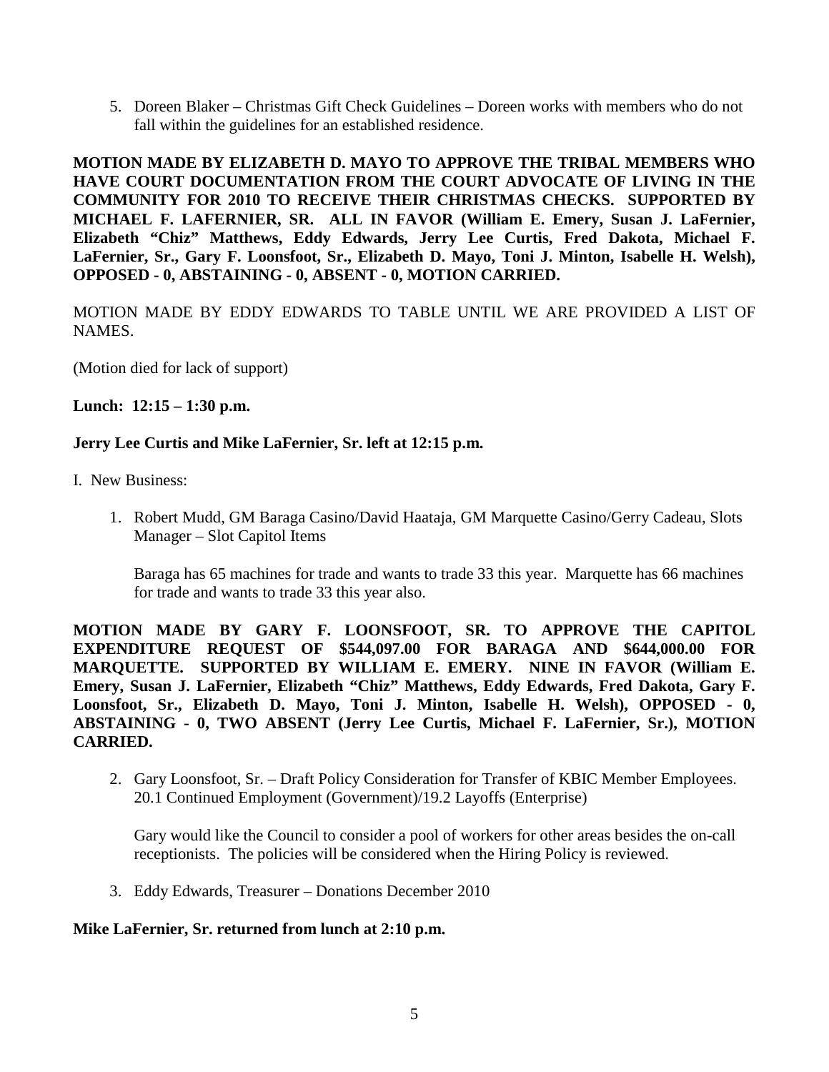5. Doreen Blaker – Christmas Gift Check Guidelines – Doreen works with members who do not fall within the guidelines for an established residence.

**MOTION MADE BY ELIZABETH D. MAYO TO APPROVE THE TRIBAL MEMBERS WHO HAVE COURT DOCUMENTATION FROM THE COURT ADVOCATE OF LIVING IN THE COMMUNITY FOR 2010 TO RECEIVE THEIR CHRISTMAS CHECKS. SUPPORTED BY MICHAEL F. LAFERNIER, SR. ALL IN FAVOR (William E. Emery, Susan J. LaFernier, Elizabeth "Chiz" Matthews, Eddy Edwards, Jerry Lee Curtis, Fred Dakota, Michael F. LaFernier, Sr., Gary F. Loonsfoot, Sr., Elizabeth D. Mayo, Toni J. Minton, Isabelle H. Welsh), OPPOSED - 0, ABSTAINING - 0, ABSENT - 0, MOTION CARRIED.**

MOTION MADE BY EDDY EDWARDS TO TABLE UNTIL WE ARE PROVIDED A LIST OF NAMES.

(Motion died for lack of support)

**Lunch: 12:15 – 1:30 p.m.**

**Jerry Lee Curtis and Mike LaFernier, Sr. left at 12:15 p.m.**

I. New Business:

1. Robert Mudd, GM Baraga Casino/David Haataja, GM Marquette Casino/Gerry Cadeau, Slots Manager – Slot Capitol Items

   Baraga has 65 machines for trade and wants to trade 33 this year. Marquette has 66 machines for trade and wants to trade 33 this year also.

**MOTION MADE BY GARY F. LOONSFOOT, SR. TO APPROVE THE CAPITOL EXPENDITURE REQUEST OF $544,097.00 FOR BARAGA AND $644,000.00 FOR MARQUETTE. SUPPORTED BY WILLIAM E. EMERY. NINE IN FAVOR (William E. Emery, Susan J. LaFernier, Elizabeth "Chiz" Matthews, Eddy Edwards, Fred Dakota, Gary F. Loonsfoot, Sr., Elizabeth D. Mayo, Toni J. Minton, Isabelle H. Welsh), OPPOSED - 0, ABSTAINING - 0, TWO ABSENT (Jerry Lee Curtis, Michael F. LaFernier, Sr.), MOTION CARRIED.**

2. Gary Loonsfoot, Sr. – Draft Policy Consideration for Transfer of KBIC Member Employees. 20.1 Continued Employment (Government)/19.2 Layoffs (Enterprise)

   Gary would like the Council to consider a pool of workers for other areas besides the on-call receptionists. The policies will be considered when the Hiring Policy is reviewed.

3. Eddy Edwards, Treasurer – Donations December 2010

**Mike LaFernier, Sr. returned from lunch at 2:10 p.m.**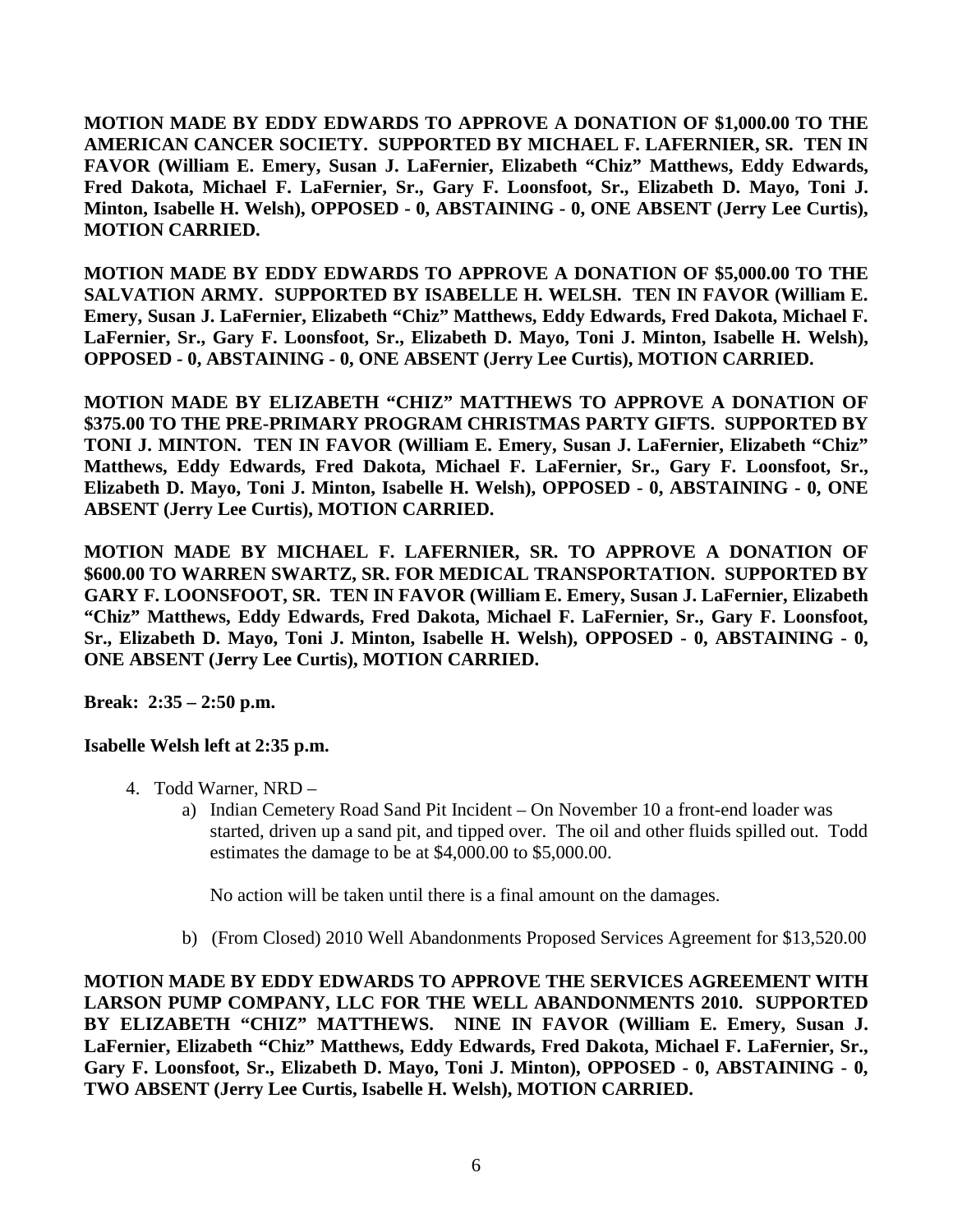**MOTION MADE BY EDDY EDWARDS TO APPROVE A DONATION OF $1,000.00 TO THE AMERICAN CANCER SOCIETY. SUPPORTED BY MICHAEL F. LAFERNIER, SR. TEN IN FAVOR (William E. Emery, Susan J. LaFernier, Elizabeth "Chiz" Matthews, Eddy Edwards, Fred Dakota, Michael F. LaFernier, Sr., Gary F. Loonsfoot, Sr., Elizabeth D. Mayo, Toni J. Minton, Isabelle H. Welsh), OPPOSED - 0, ABSTAINING - 0, ONE ABSENT (Jerry Lee Curtis), MOTION CARRIED.**

**MOTION MADE BY EDDY EDWARDS TO APPROVE A DONATION OF $5,000.00 TO THE SALVATION ARMY. SUPPORTED BY ISABELLE H. WELSH. TEN IN FAVOR (William E. Emery, Susan J. LaFernier, Elizabeth "Chiz" Matthews, Eddy Edwards, Fred Dakota, Michael F. LaFernier, Sr., Gary F. Loonsfoot, Sr., Elizabeth D. Mayo, Toni J. Minton, Isabelle H. Welsh), OPPOSED - 0, ABSTAINING - 0, ONE ABSENT (Jerry Lee Curtis), MOTION CARRIED.**

**MOTION MADE BY ELIZABETH "CHIZ" MATTHEWS TO APPROVE A DONATION OF $375.00 TO THE PRE-PRIMARY PROGRAM CHRISTMAS PARTY GIFTS. SUPPORTED BY TONI J. MINTON. TEN IN FAVOR (William E. Emery, Susan J. LaFernier, Elizabeth "Chiz" Matthews, Eddy Edwards, Fred Dakota, Michael F. LaFernier, Sr., Gary F. Loonsfoot, Sr., Elizabeth D. Mayo, Toni J. Minton, Isabelle H. Welsh), OPPOSED - 0, ABSTAINING - 0, ONE ABSENT (Jerry Lee Curtis), MOTION CARRIED.**

**MOTION MADE BY MICHAEL F. LAFERNIER, SR. TO APPROVE A DONATION OF $600.00 TO WARREN SWARTZ, SR. FOR MEDICAL TRANSPORTATION. SUPPORTED BY GARY F. LOONSFOOT, SR. TEN IN FAVOR (William E. Emery, Susan J. LaFernier, Elizabeth "Chiz" Matthews, Eddy Edwards, Fred Dakota, Michael F. LaFernier, Sr., Gary F. Loonsfoot, Sr., Elizabeth D. Mayo, Toni J. Minton, Isabelle H. Welsh), OPPOSED - 0, ABSTAINING - 0, ONE ABSENT (Jerry Lee Curtis), MOTION CARRIED.**

**Break: 2:35 – 2:50 p.m.**

**Isabelle Welsh left at 2:35 p.m.**

4. Todd Warner, NRD –
   a) Indian Cemetery Road Sand Pit Incident – On November 10 a front-end loader was started, driven up a sand pit, and tipped over. The oil and other fluids spilled out. Todd estimates the damage to be at $4,000.00 to $5,000.00.

      No action will be taken until there is a final amount on the damages.

   b) (From Closed) 2010 Well Abandonments Proposed Services Agreement for $13,520.00

**MOTION MADE BY EDDY EDWARDS TO APPROVE THE SERVICES AGREEMENT WITH LARSON PUMP COMPANY, LLC FOR THE WELL ABANDONMENTS 2010. SUPPORTED BY ELIZABETH "CHIZ" MATTHEWS. NINE IN FAVOR (William E. Emery, Susan J. LaFernier, Elizabeth "Chiz" Matthews, Eddy Edwards, Fred Dakota, Michael F. LaFernier, Sr., Gary F. Loonsfoot, Sr., Elizabeth D. Mayo, Toni J. Minton), OPPOSED - 0, ABSTAINING - 0, TWO ABSENT (Jerry Lee Curtis, Isabelle H. Welsh), MOTION CARRIED.**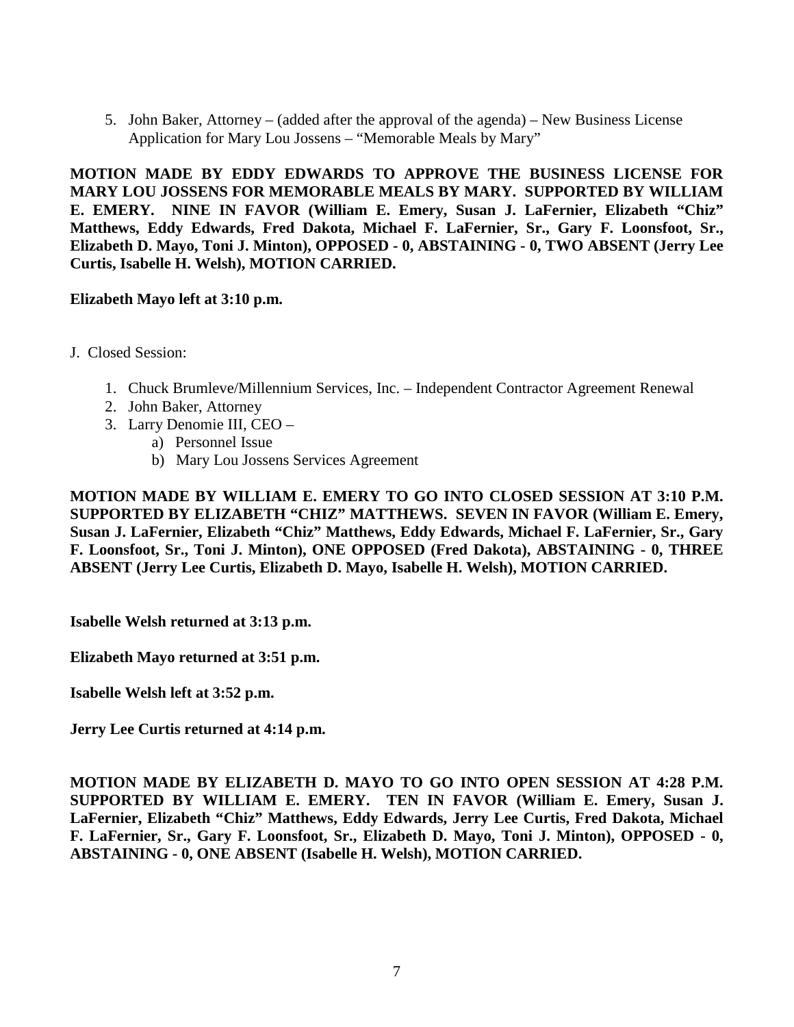5. John Baker, Attorney – (added after the approval of the agenda) – New Business License Application for Mary Lou Jossens – "Memorable Meals by Mary"

**MOTION MADE BY EDDY EDWARDS TO APPROVE THE BUSINESS LICENSE FOR MARY LOU JOSSENS FOR MEMORABLE MEALS BY MARY. SUPPORTED BY WILLIAM E. EMERY. NINE IN FAVOR (William E. Emery, Susan J. LaFernier, Elizabeth "Chiz" Matthews, Eddy Edwards, Fred Dakota, Michael F. LaFernier, Sr., Gary F. Loonsfoot, Sr., Elizabeth D. Mayo, Toni J. Minton), OPPOSED - 0, ABSTAINING - 0, TWO ABSENT (Jerry Lee Curtis, Isabelle H. Welsh), MOTION CARRIED.**

**Elizabeth Mayo left at 3:10 p.m.**

J. Closed Session:

1. Chuck Brumleve/Millennium Services, Inc. – Independent Contractor Agreement Renewal
2. John Baker, Attorney
3. Larry Denomie III, CEO –
   a) Personnel Issue
   b) Mary Lou Jossens Services Agreement

**MOTION MADE BY WILLIAM E. EMERY TO GO INTO CLOSED SESSION AT 3:10 P.M. SUPPORTED BY ELIZABETH "CHIZ" MATTHEWS. SEVEN IN FAVOR (William E. Emery, Susan J. LaFernier, Elizabeth "Chiz" Matthews, Eddy Edwards, Michael F. LaFernier, Sr., Gary F. Loonsfoot, Sr., Toni J. Minton), ONE OPPOSED (Fred Dakota), ABSTAINING - 0, THREE ABSENT (Jerry Lee Curtis, Elizabeth D. Mayo, Isabelle H. Welsh), MOTION CARRIED.**

**Isabelle Welsh returned at 3:13 p.m.**

**Elizabeth Mayo returned at 3:51 p.m.**

**Isabelle Welsh left at 3:52 p.m.**

**Jerry Lee Curtis returned at 4:14 p.m.**

**MOTION MADE BY ELIZABETH D. MAYO TO GO INTO OPEN SESSION AT 4:28 P.M. SUPPORTED BY WILLIAM E. EMERY. TEN IN FAVOR (William E. Emery, Susan J. LaFernier, Elizabeth "Chiz" Matthews, Eddy Edwards, Jerry Lee Curtis, Fred Dakota, Michael F. LaFernier, Sr., Gary F. Loonsfoot, Sr., Elizabeth D. Mayo, Toni J. Minton), OPPOSED - 0, ABSTAINING - 0, ONE ABSENT (Isabelle H. Welsh), MOTION CARRIED.**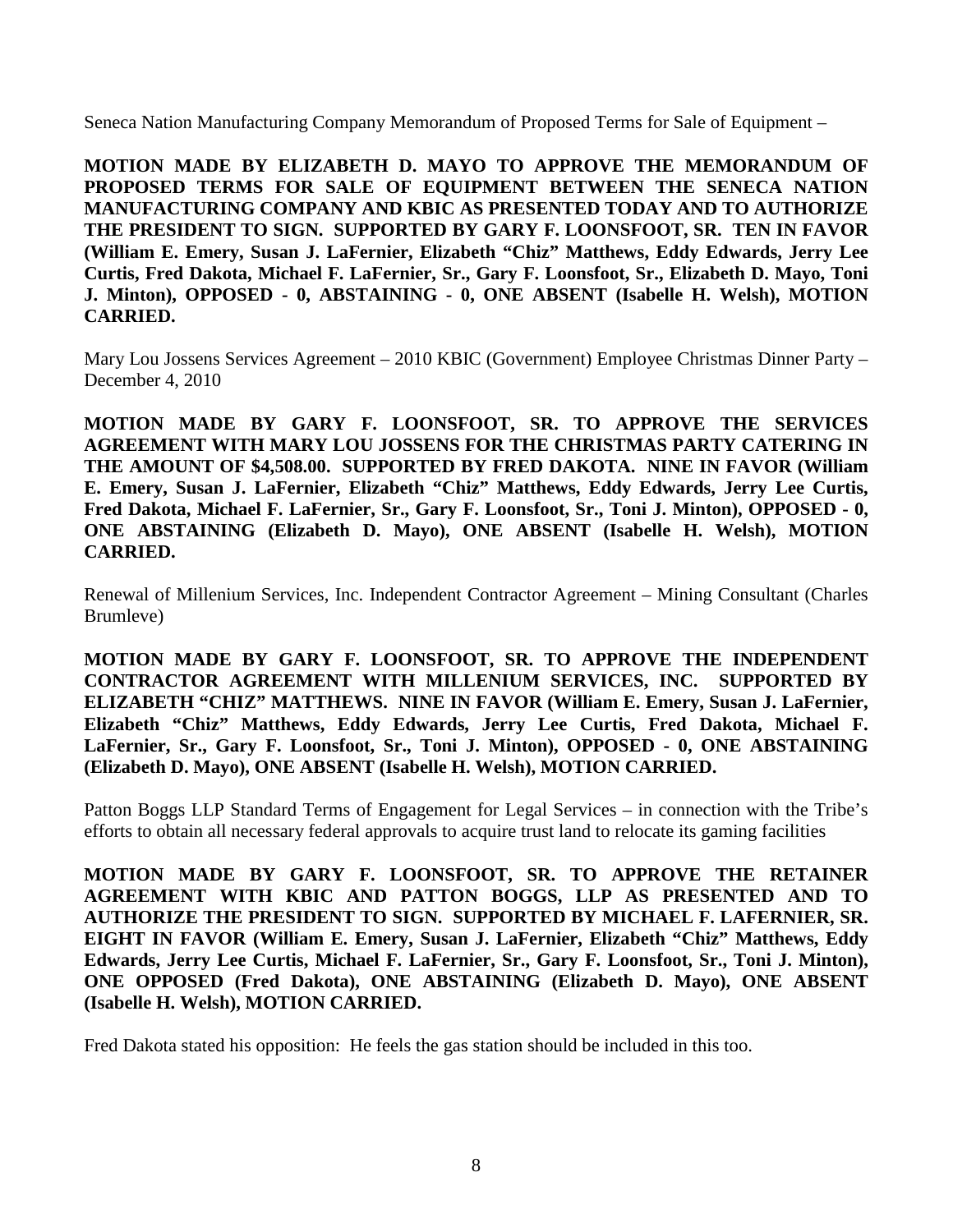Seneca Nation Manufacturing Company Memorandum of Proposed Terms for Sale of Equipment –

**MOTION MADE BY ELIZABETH D. MAYO TO APPROVE THE MEMORANDUM OF PROPOSED TERMS FOR SALE OF EQUIPMENT BETWEEN THE SENECA NATION MANUFACTURING COMPANY AND KBIC AS PRESENTED TODAY AND TO AUTHORIZE THE PRESIDENT TO SIGN. SUPPORTED BY GARY F. LOONSFOOT, SR. TEN IN FAVOR (William E. Emery, Susan J. LaFernier, Elizabeth "Chiz" Matthews, Eddy Edwards, Jerry Lee Curtis, Fred Dakota, Michael F. LaFernier, Sr., Gary F. Loonsfoot, Sr., Elizabeth D. Mayo, Toni J. Minton), OPPOSED - 0, ABSTAINING - 0, ONE ABSENT (Isabelle H. Welsh), MOTION CARRIED.**

Mary Lou Jossens Services Agreement – 2010 KBIC (Government) Employee Christmas Dinner Party – December 4, 2010

**MOTION MADE BY GARY F. LOONSFOOT, SR. TO APPROVE THE SERVICES AGREEMENT WITH MARY LOU JOSSENS FOR THE CHRISTMAS PARTY CATERING IN THE AMOUNT OF $4,508.00. SUPPORTED BY FRED DAKOTA. NINE IN FAVOR (William E. Emery, Susan J. LaFernier, Elizabeth "Chiz" Matthews, Eddy Edwards, Jerry Lee Curtis, Fred Dakota, Michael F. LaFernier, Sr., Gary F. Loonsfoot, Sr., Toni J. Minton), OPPOSED - 0, ONE ABSTAINING (Elizabeth D. Mayo), ONE ABSENT (Isabelle H. Welsh), MOTION CARRIED.**

Renewal of Millenium Services, Inc. Independent Contractor Agreement – Mining Consultant (Charles Brumleve)

**MOTION MADE BY GARY F. LOONSFOOT, SR. TO APPROVE THE INDEPENDENT CONTRACTOR AGREEMENT WITH MILLENIUM SERVICES, INC. SUPPORTED BY ELIZABETH "CHIZ" MATTHEWS. NINE IN FAVOR (William E. Emery, Susan J. LaFernier, Elizabeth "Chiz" Matthews, Eddy Edwards, Jerry Lee Curtis, Fred Dakota, Michael F. LaFernier, Sr., Gary F. Loonsfoot, Sr., Toni J. Minton), OPPOSED - 0, ONE ABSTAINING (Elizabeth D. Mayo), ONE ABSENT (Isabelle H. Welsh), MOTION CARRIED.**

Patton Boggs LLP Standard Terms of Engagement for Legal Services – in connection with the Tribe's efforts to obtain all necessary federal approvals to acquire trust land to relocate its gaming facilities

**MOTION MADE BY GARY F. LOONSFOOT, SR. TO APPROVE THE RETAINER AGREEMENT WITH KBIC AND PATTON BOGGS, LLP AS PRESENTED AND TO AUTHORIZE THE PRESIDENT TO SIGN. SUPPORTED BY MICHAEL F. LAFERNIER, SR. EIGHT IN FAVOR (William E. Emery, Susan J. LaFernier, Elizabeth "Chiz" Matthews, Eddy Edwards, Jerry Lee Curtis, Michael F. LaFernier, Sr., Gary F. Loonsfoot, Sr., Toni J. Minton), ONE OPPOSED (Fred Dakota), ONE ABSTAINING (Elizabeth D. Mayo), ONE ABSENT (Isabelle H. Welsh), MOTION CARRIED.**

Fred Dakota stated his opposition: He feels the gas station should be included in this too.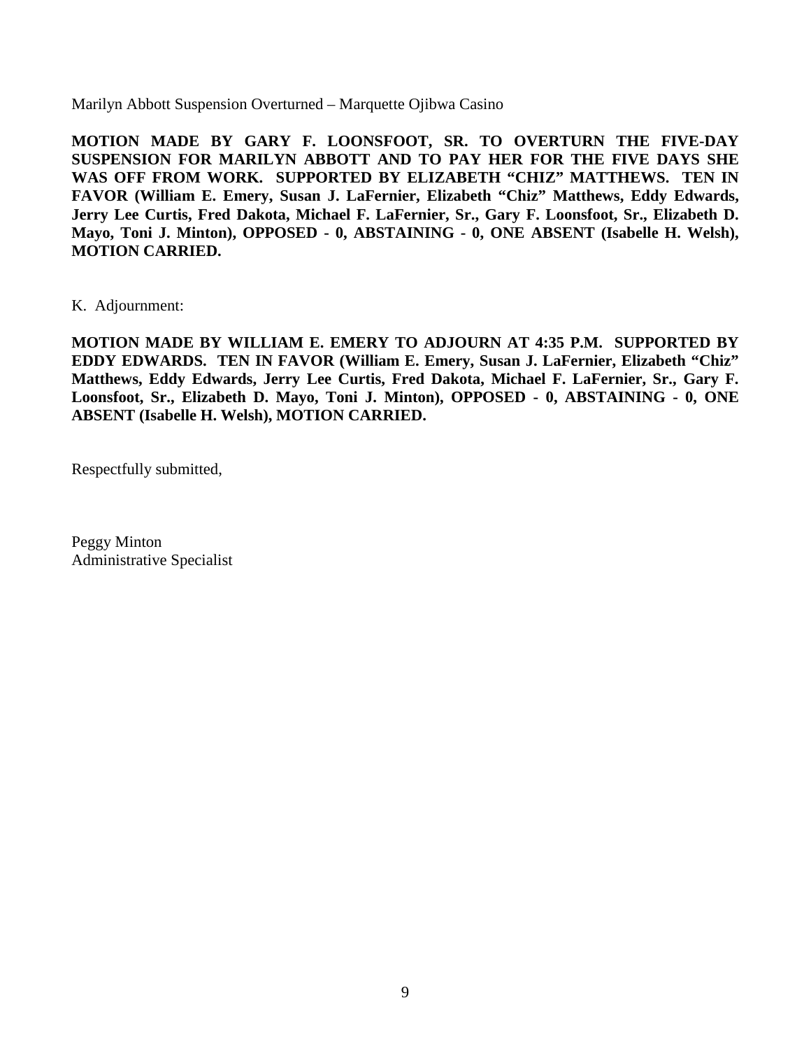Marilyn Abbott Suspension Overturned – Marquette Ojibwa Casino

**MOTION MADE BY GARY F. LOONSFOOT, SR. TO OVERTURN THE FIVE-DAY SUSPENSION FOR MARILYN ABBOTT AND TO PAY HER FOR THE FIVE DAYS SHE WAS OFF FROM WORK. SUPPORTED BY ELIZABETH "CHIZ" MATTHEWS. TEN IN FAVOR (William E. Emery, Susan J. LaFernier, Elizabeth "Chiz" Matthews, Eddy Edwards, Jerry Lee Curtis, Fred Dakota, Michael F. LaFernier, Sr., Gary F. Loonsfoot, Sr., Elizabeth D. Mayo, Toni J. Minton), OPPOSED - 0, ABSTAINING - 0, ONE ABSENT (Isabelle H. Welsh), MOTION CARRIED.**

K. Adjournment:

**MOTION MADE BY WILLIAM E. EMERY TO ADJOURN AT 4:35 P.M. SUPPORTED BY EDDY EDWARDS. TEN IN FAVOR (William E. Emery, Susan J. LaFernier, Elizabeth "Chiz" Matthews, Eddy Edwards, Jerry Lee Curtis, Fred Dakota, Michael F. LaFernier, Sr., Gary F. Loonsfoot, Sr., Elizabeth D. Mayo, Toni J. Minton), OPPOSED - 0, ABSTAINING - 0, ONE ABSENT (Isabelle H. Welsh), MOTION CARRIED.**

Respectfully submitted,

Peggy Minton
Administrative Specialist